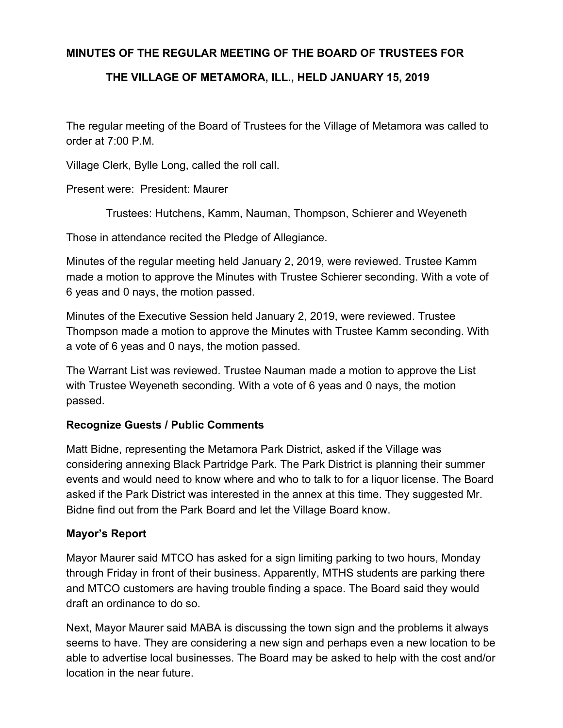# MINUTES OF THE REGULAR MEETING OF THE BOARD OF TRUSTEES FOR THE VILLAGE OF METAMORA, ILL., HELD JANUARY 15, 2019

The regular meeting of the Board of Trustees for the Village of Metamora was called to order at 7:00 P.M.

Village Clerk, Bylle Long, called the roll call.

Present were: President: Maurer

Trustees: Hutchens, Kamm, Nauman, Thompson, Schierer and Weyeneth

Those in attendance recited the Pledge of Allegiance.

Minutes of the regular meeting held January 2, 2019, were reviewed. Trustee Kamm made a motion to approve the Minutes with Trustee Schierer seconding. With a vote of 6 yeas and 0 nays, the motion passed.

Minutes of the Executive Session held January 2, 2019, were reviewed. Trustee Thompson made a motion to approve the Minutes with Trustee Kamm seconding. With a vote of 6 yeas and 0 nays, the motion passed.

The Warrant List was reviewed. Trustee Nauman made a motion to approve the List with Trustee Weyeneth seconding. With a vote of 6 yeas and 0 nays, the motion passed.

## Recognize Guests / Public Comments

Matt Bidne, representing the Metamora Park District, asked if the Village was considering annexing Black Partridge Park. The Park District is planning their summer events and would need to know where and who to talk to for a liquor license. The Board asked if the Park District was interested in the annex at this time. They suggested Mr. Bidne find out from the Park Board and let the Village Board know.

## Mayor's Report

Mayor Maurer said MTCO has asked for a sign limiting parking to two hours, Monday through Friday in front of their business. Apparently, MTHS students are parking there and MTCO customers are having trouble finding a space. The Board said they would draft an ordinance to do so.

Next, Mayor Maurer said MABA is discussing the town sign and the problems it always seems to have. They are considering a new sign and perhaps even a new location to be able to advertise local businesses. The Board may be asked to help with the cost and/or location in the near future.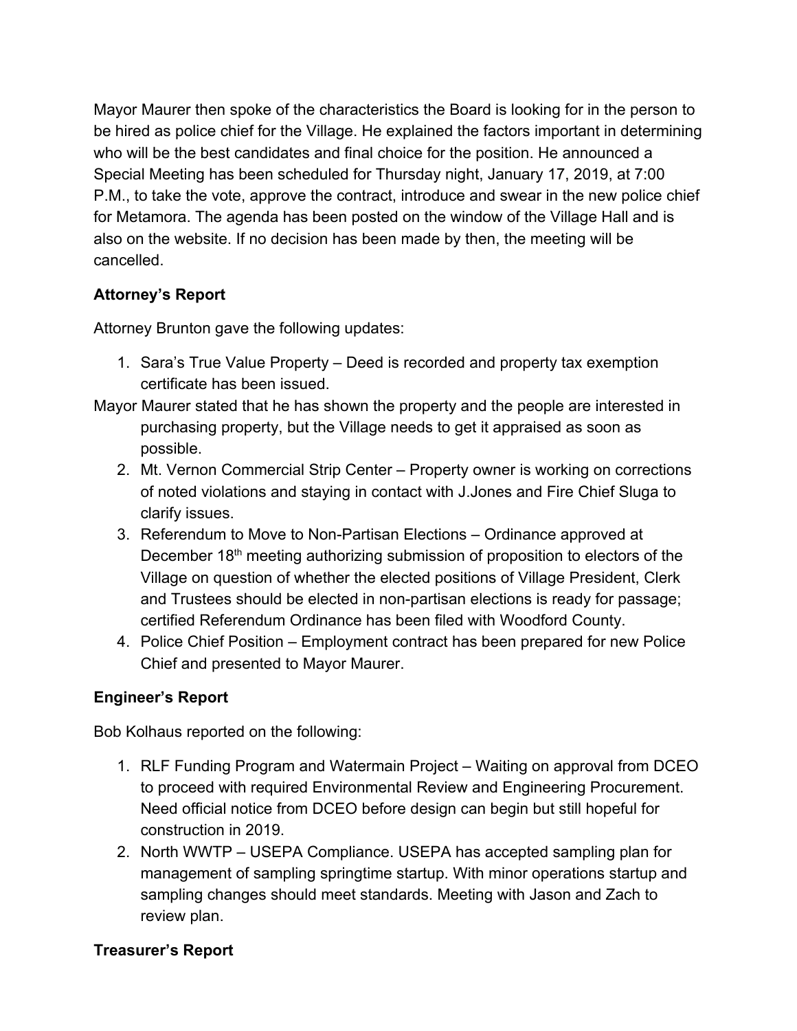Mayor Maurer then spoke of the characteristics the Board is looking for in the person to be hired as police chief for the Village. He explained the factors important in determining who will be the best candidates and final choice for the position. He announced a Special Meeting has been scheduled for Thursday night, January 17, 2019, at 7:00 P.M., to take the vote, approve the contract, introduce and swear in the new police chief for Metamora. The agenda has been posted on the window of the Village Hall and is also on the website. If no decision has been made by then, the meeting will be cancelled.

**Attorney's Report**

Attorney Brunton gave the following updates:

1. Sara's True Value Property – Deed is recorded and property tax exemption certificate has been issued.

Mayor Maurer stated that he has shown the property and the people are interested in purchasing property, but the Village needs to get it appraised as soon as possible.

2. Mt. Vernon Commercial Strip Center – Property owner is working on corrections of noted violations and staying in contact with J.Jones and Fire Chief Sluga to clarify issues.
3. Referendum to Move to Non-Partisan Elections – Ordinance approved at December 18th meeting authorizing submission of proposition to electors of the Village on question of whether the elected positions of Village President, Clerk and Trustees should be elected in non-partisan elections is ready for passage; certified Referendum Ordinance has been filed with Woodford County.
4. Police Chief Position – Employment contract has been prepared for new Police Chief and presented to Mayor Maurer.

**Engineer's Report**

Bob Kolhaus reported on the following:

1. RLF Funding Program and Watermain Project – Waiting on approval from DCEO to proceed with required Environmental Review and Engineering Procurement. Need official notice from DCEO before design can begin but still hopeful for construction in 2019.
2. North WWTP – USEPA Compliance. USEPA has accepted sampling plan for management of sampling springtime startup. With minor operations startup and sampling changes should meet standards. Meeting with Jason and Zach to review plan.

**Treasurer's Report**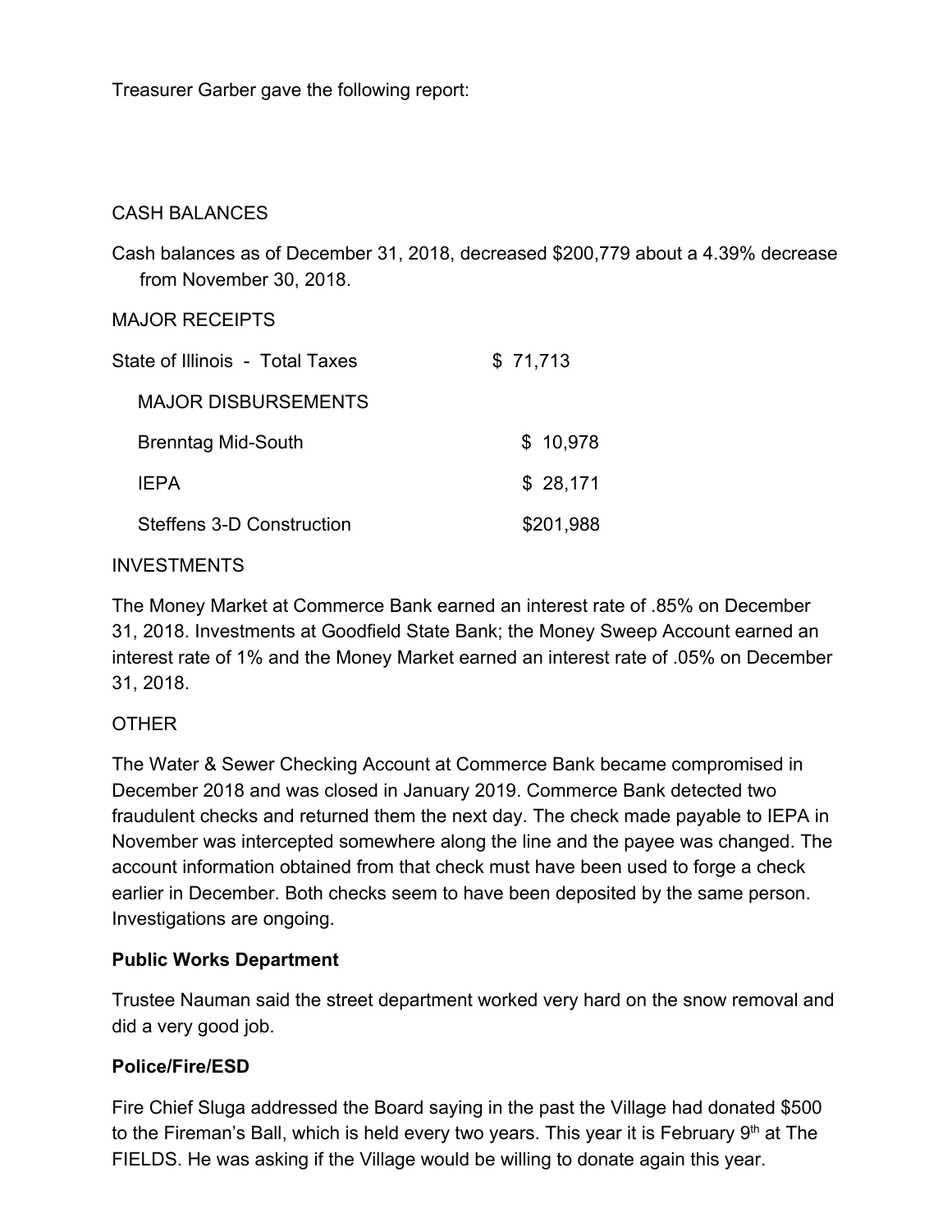Treasurer Garber gave the following report:

CASH BALANCES

Cash balances as of December 31, 2018, decreased $200,779 about a 4.39% decrease from November 30, 2018.

MAJOR RECEIPTS

| | |
|---|---|
| State of Illinois - Total Taxes | $ 71,713 |

MAJOR DISBURSEMENTS

| | |
|---|---|
| Brenntag Mid-South | $ 10,978 |
| IEPA | $ 28,171 |
| Steffens 3-D Construction | $201,988 |

INVESTMENTS

The Money Market at Commerce Bank earned an interest rate of .85% on December 31, 2018. Investments at Goodfield State Bank; the Money Sweep Account earned an interest rate of 1% and the Money Market earned an interest rate of .05% on December 31, 2018.

OTHER

The Water & Sewer Checking Account at Commerce Bank became compromised in December 2018 and was closed in January 2019. Commerce Bank detected two fraudulent checks and returned them the next day. The check made payable to IEPA in November was intercepted somewhere along the line and the payee was changed. The account information obtained from that check must have been used to forge a check earlier in December. Both checks seem to have been deposited by the same person. Investigations are ongoing.

**Public Works Department**

Trustee Nauman said the street department worked very hard on the snow removal and did a very good job.

**Police/Fire/ESD**

Fire Chief Sluga addressed the Board saying in the past the Village had donated $500 to the Fireman's Ball, which is held every two years. This year it is February 9th at The FIELDS. He was asking if the Village would be willing to donate again this year.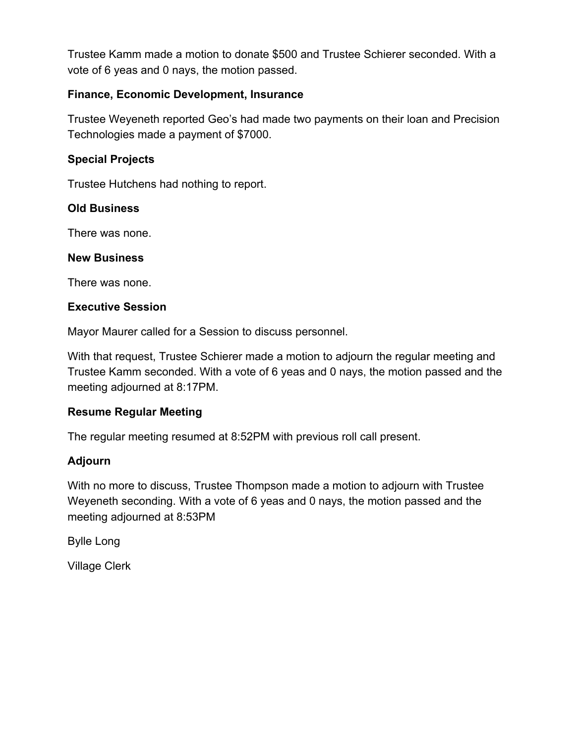Trustee Kamm made a motion to donate $500 and Trustee Schierer seconded. With a vote of 6 yeas and 0 nays, the motion passed.

**Finance, Economic Development, Insurance**

Trustee Weyeneth reported Geo's had made two payments on their loan and Precision Technologies made a payment of $7000.

**Special Projects**

Trustee Hutchens had nothing to report.

**Old Business**

There was none.

**New Business**

There was none.

**Executive Session**

Mayor Maurer called for a Session to discuss personnel.

With that request, Trustee Schierer made a motion to adjourn the regular meeting and Trustee Kamm seconded. With a vote of 6 yeas and 0 nays, the motion passed and the meeting adjourned at 8:17PM.

**Resume Regular Meeting**

The regular meeting resumed at 8:52PM with previous roll call present.

**Adjourn**

With no more to discuss, Trustee Thompson made a motion to adjourn with Trustee Weyeneth seconding. With a vote of 6 yeas and 0 nays, the motion passed and the meeting adjourned at 8:53PM

Bylle Long

Village Clerk